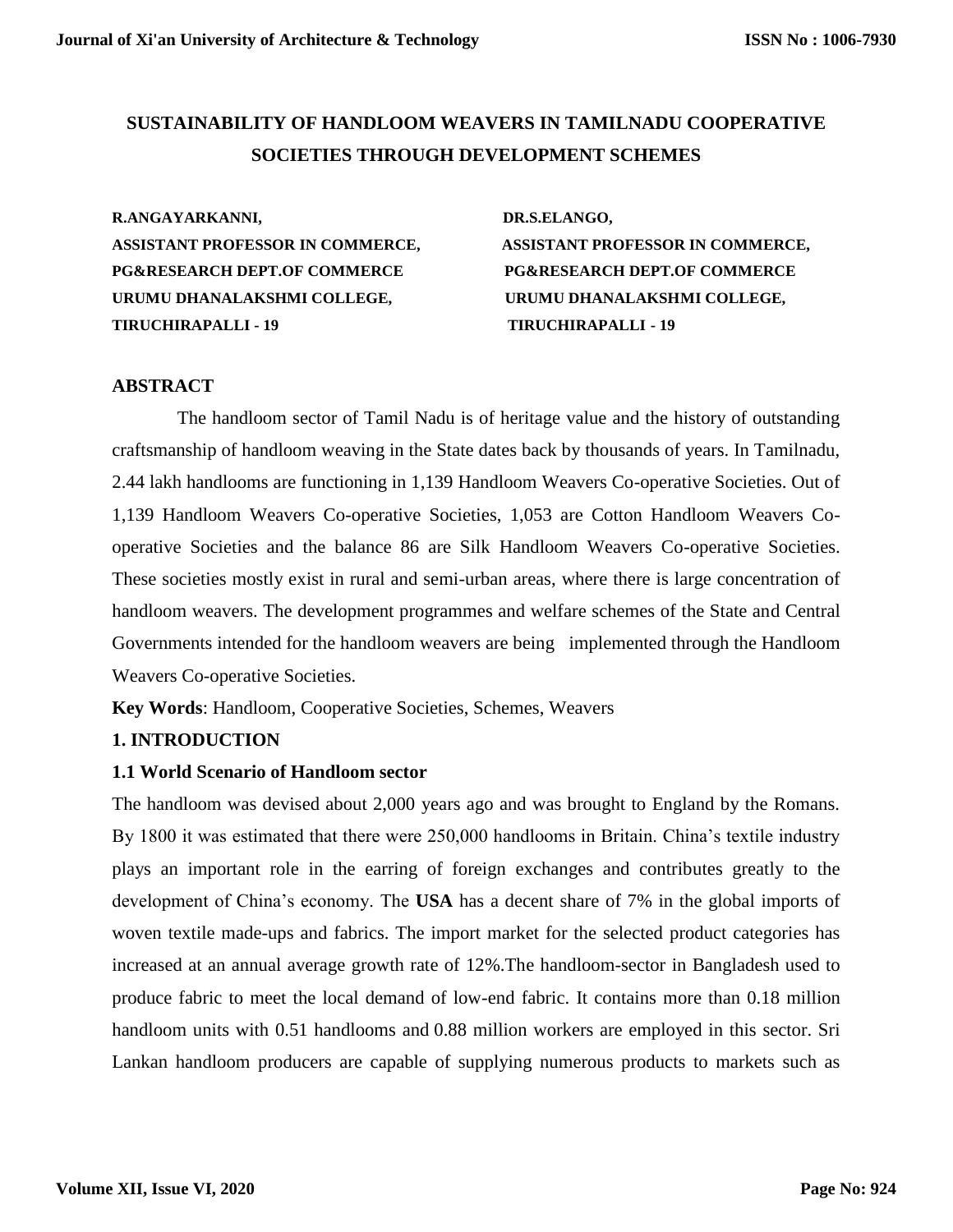# SUSTAINABILITY OF HANDLOOM WEAVERS IN TAMILNADU COOPERATIVE SOCIETIES THROUGH DEVELOPMENT SCHEMES

**R.ANGAYARKANNI,**
**ASSISTANT PROFESSOR IN COMMERCE,**
**PG&RESEARCH DEPT.OF COMMERCE**
**URUMU DHANALAKSHMI COLLEGE,**
**TIRUCHIRAPALLI - 19**

**DR.S.ELANGO,**
**ASSISTANT PROFESSOR IN COMMERCE,**
**PG&RESEARCH DEPT.OF COMMERCE**
**URUMU DHANALAKSHMI COLLEGE,**
**TIRUCHIRAPALLI - 19**

## ABSTRACT

The handloom sector of Tamil Nadu is of heritage value and the history of outstanding craftsmanship of handloom weaving in the State dates back by thousands of years. In Tamilnadu, 2.44 lakh handlooms are functioning in 1,139 Handloom Weavers Co-operative Societies. Out of 1,139 Handloom Weavers Co-operative Societies, 1,053 are Cotton Handloom Weavers Co-operative Societies and the balance 86 are Silk Handloom Weavers Co-operative Societies. These societies mostly exist in rural and semi-urban areas, where there is large concentration of handloom weavers. The development programmes and welfare schemes of the State and Central Governments intended for the handloom weavers are being implemented through the Handloom Weavers Co-operative Societies.

**Key Words**: Handloom, Cooperative Societies, Schemes, Weavers

## 1. INTRODUCTION

### 1.1 World Scenario of Handloom sector

The handloom was devised about 2,000 years ago and was brought to England by the Romans. By 1800 it was estimated that there were 250,000 handlooms in Britain. China's textile industry plays an important role in the earring of foreign exchanges and contributes greatly to the development of China's economy. The **USA** has a decent share of 7% in the global imports of woven textile made-ups and fabrics. The import market for the selected product categories has increased at an annual average growth rate of 12%.The handloom-sector in Bangladesh used to produce fabric to meet the local demand of low-end fabric. It contains more than 0.18 million handloom units with 0.51 handlooms and 0.88 million workers are employed in this sector. Sri Lankan handloom producers are capable of supplying numerous products to markets such as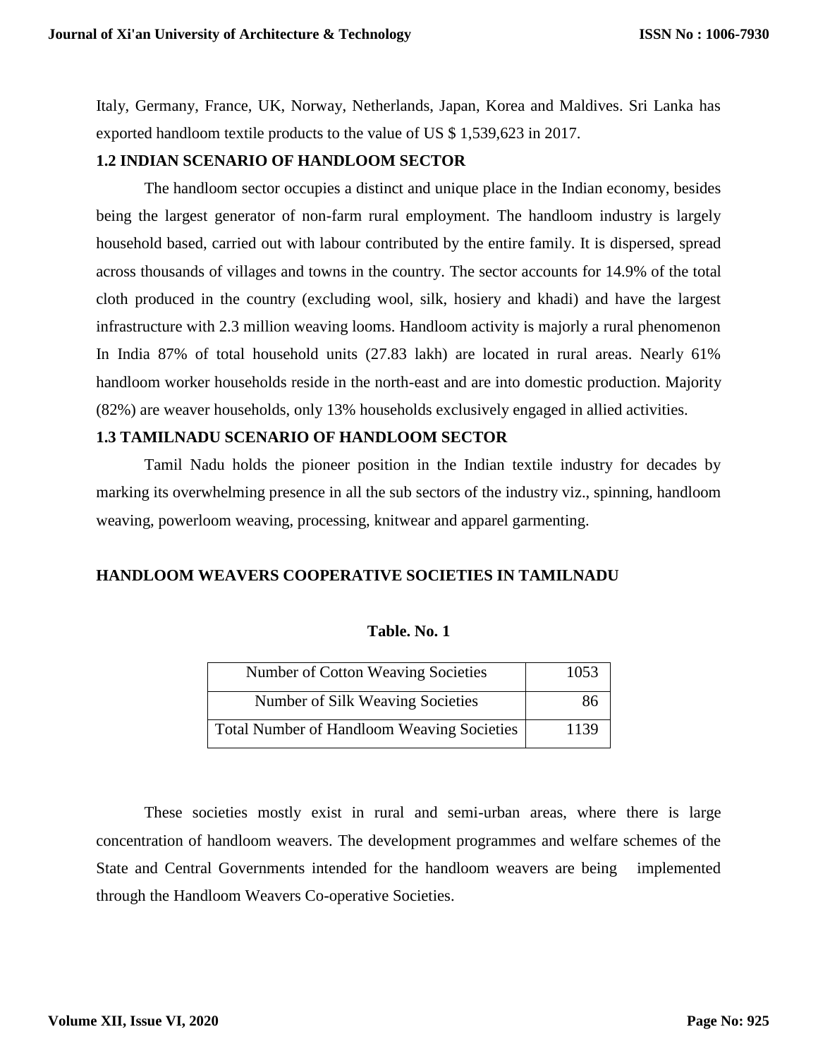Italy, Germany, France, UK, Norway, Netherlands, Japan, Korea and Maldives. Sri Lanka has exported handloom textile products to the value of US $ 1,539,623 in 2017.

## 1.2 INDIAN SCENARIO OF HANDLOOM SECTOR

The handloom sector occupies a distinct and unique place in the Indian economy, besides being the largest generator of non-farm rural employment. The handloom industry is largely household based, carried out with labour contributed by the entire family. It is dispersed, spread across thousands of villages and towns in the country. The sector accounts for 14.9% of the total cloth produced in the country (excluding wool, silk, hosiery and khadi) and have the largest infrastructure with 2.3 million weaving looms. Handloom activity is majorly a rural phenomenon In India 87% of total household units (27.83 lakh) are located in rural areas. Nearly 61% handloom worker households reside in the north-east and are into domestic production. Majority (82%) are weaver households, only 13% households exclusively engaged in allied activities.

## 1.3 TAMILNADU SCENARIO OF HANDLOOM SECTOR

Tamil Nadu holds the pioneer position in the Indian textile industry for decades by marking its overwhelming presence in all the sub sectors of the industry viz., spinning, handloom weaving, powerloom weaving, processing, knitwear and apparel garmenting.

### HANDLOOM WEAVERS COOPERATIVE SOCIETIES IN TAMILNADU

**Table. No. 1**

| | |
|---|---|
| Number of Cotton Weaving Societies | 1053 |
| Number of Silk Weaving Societies | 86 |
| Total Number of Handloom Weaving Societies | 1139 |

These societies mostly exist in rural and semi-urban areas, where there is large concentration of handloom weavers. The development programmes and welfare schemes of the State and Central Governments intended for the handloom weavers are being implemented through the Handloom Weavers Co-operative Societies.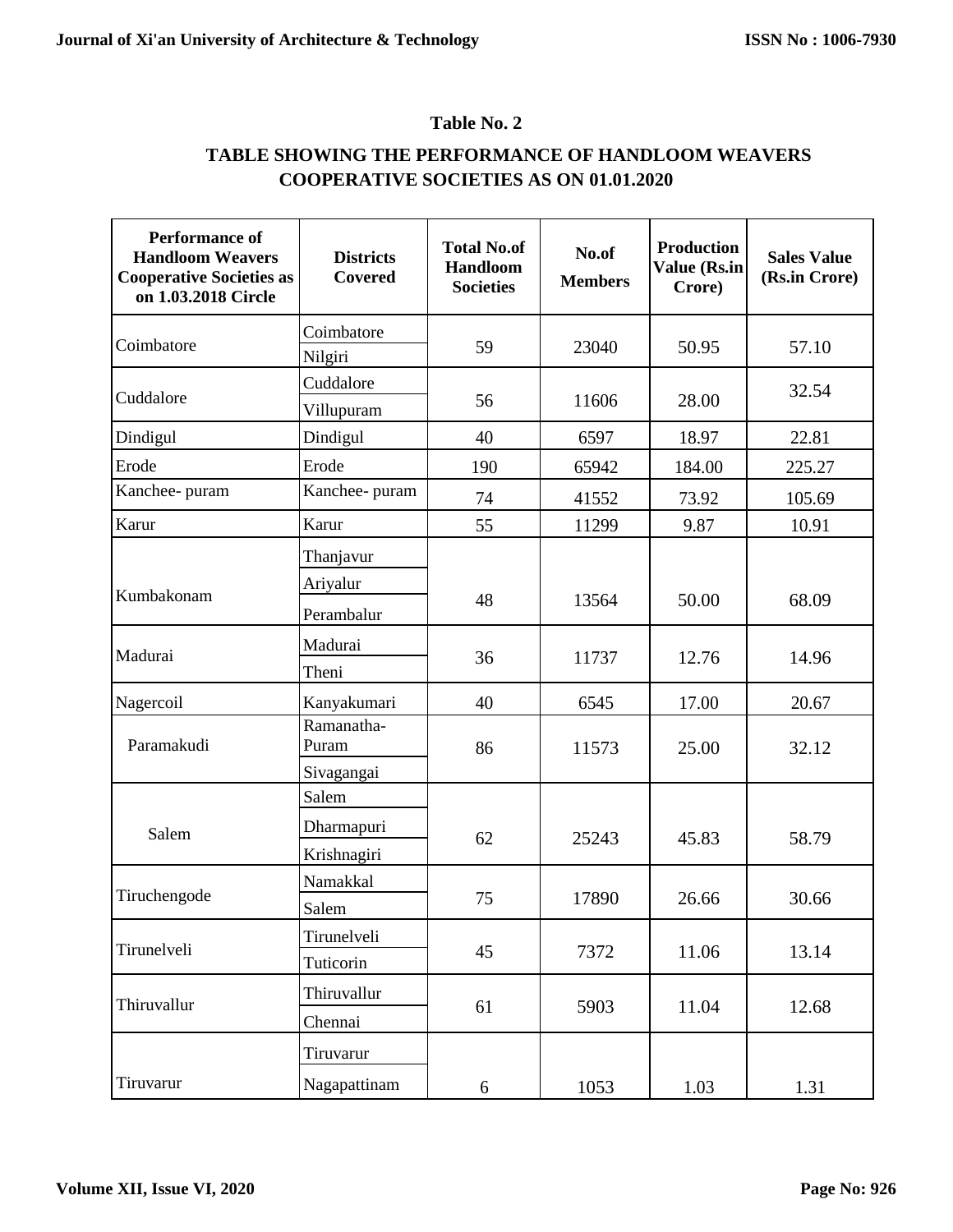**Table No. 2**

**TABLE SHOWING THE PERFORMANCE OF HANDLOOM WEAVERS COOPERATIVE SOCIETIES AS ON 01.01.2020**

| Performance of Handloom Weavers Cooperative Societies as on 1.03.2018 Circle | Districts Covered | Total No.of Handloom Societies | No.of Members | Production Value (Rs.in Crore) | Sales Value (Rs.in Crore) |
|---|---|---|---|---|---|
| Coimbatore | Coimbatore, Nilgiri | 59 | 23040 | 50.95 | 57.10 |
| Cuddalore | Cuddalore, Villupuram | 56 | 11606 | 28.00 | 32.54 |
| Dindigul | Dindigul | 40 | 6597 | 18.97 | 22.81 |
| Erode | Erode | 190 | 65942 | 184.00 | 225.27 |
| Kanchee- puram | Kanchee- puram | 74 | 41552 | 73.92 | 105.69 |
| Karur | Karur | 55 | 11299 | 9.87 | 10.91 |
| Kumbakonam | Thanjavur, Ariyalur, Perambalur | 48 | 13564 | 50.00 | 68.09 |
| Madurai | Madurai, Theni | 36 | 11737 | 12.76 | 14.96 |
| Nagercoil | Kanyakumari | 40 | 6545 | 17.00 | 20.67 |
| Paramakudi | Ramanatha- Puram, Sivagangai | 86 | 11573 | 25.00 | 32.12 |
| Salem | Salem, Dharmapuri, Krishnagiri | 62 | 25243 | 45.83 | 58.79 |
| Tiruchengode | Namakkal, Salem | 75 | 17890 | 26.66 | 30.66 |
| Tirunelveli | Tirunelveli, Tuticorin | 45 | 7372 | 11.06 | 13.14 |
| Thiruvallur | Thiruvallur, Chennai | 61 | 5903 | 11.04 | 12.68 |
| Tiruvarur | Tiruvarur, Nagapattinam | 6 | 1053 | 1.03 | 1.31 |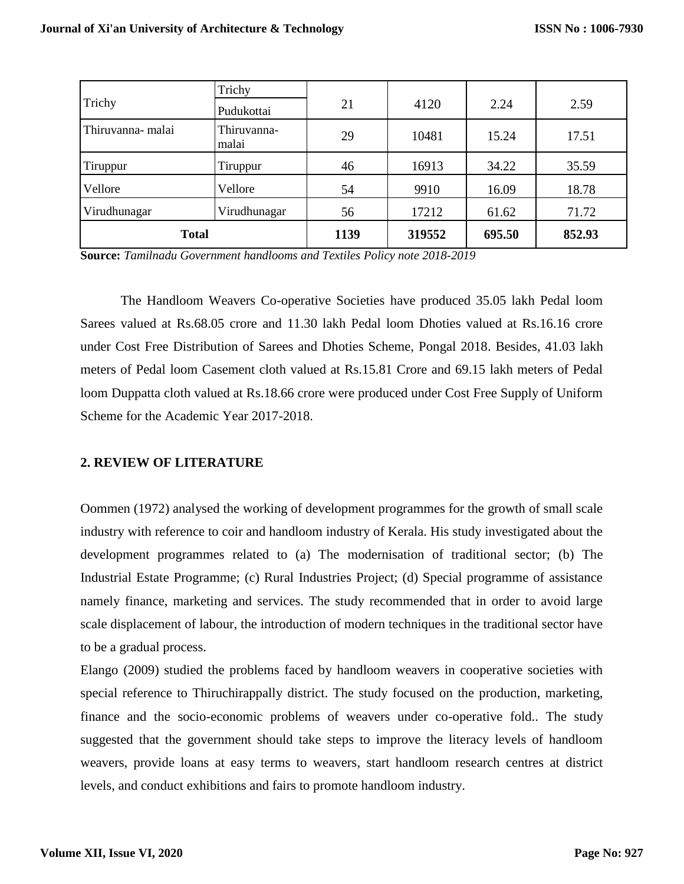| | | | | | |
|---|---|---|---|---|---|
| Trichy | Trichy<br>Pudukottai | 21 | 4120 | 2.24 | 2.59 |
| Thiruvanna- malai | Thiruvanna-malai | 29 | 10481 | 15.24 | 17.51 |
| Tiruppur | Tiruppur | 46 | 16913 | 34.22 | 35.59 |
| Vellore | Vellore | 54 | 9910 | 16.09 | 18.78 |
| Virudhunagar | Virudhunagar | 56 | 17212 | 61.62 | 71.72 |
| **Total** | | **1139** | **319552** | **695.50** | **852.93** |

**Source:** *Tamilnadu Government handlooms and Textiles Policy note 2018-2019*

The Handloom Weavers Co-operative Societies have produced 35.05 lakh Pedal loom Sarees valued at Rs.68.05 crore and 11.30 lakh Pedal loom Dhoties valued at Rs.16.16 crore under Cost Free Distribution of Sarees and Dhoties Scheme, Pongal 2018. Besides, 41.03 lakh meters of Pedal loom Casement cloth valued at Rs.15.81 Crore and 69.15 lakh meters of Pedal loom Duppatta cloth valued at Rs.18.66 crore were produced under Cost Free Supply of Uniform Scheme for the Academic Year 2017-2018.

## 2. REVIEW OF LITERATURE

Oommen (1972) analysed the working of development programmes for the growth of small scale industry with reference to coir and handloom industry of Kerala. His study investigated about the development programmes related to (a) The modernisation of traditional sector; (b) The Industrial Estate Programme; (c) Rural Industries Project; (d) Special programme of assistance namely finance, marketing and services. The study recommended that in order to avoid large scale displacement of labour, the introduction of modern techniques in the traditional sector have to be a gradual process.

Elango (2009) studied the problems faced by handloom weavers in cooperative societies with special reference to Thiruchirappally district. The study focused on the production, marketing, finance and the socio-economic problems of weavers under co-operative fold.. The study suggested that the government should take steps to improve the literacy levels of handloom weavers, provide loans at easy terms to weavers, start handloom research centres at district levels, and conduct exhibitions and fairs to promote handloom industry.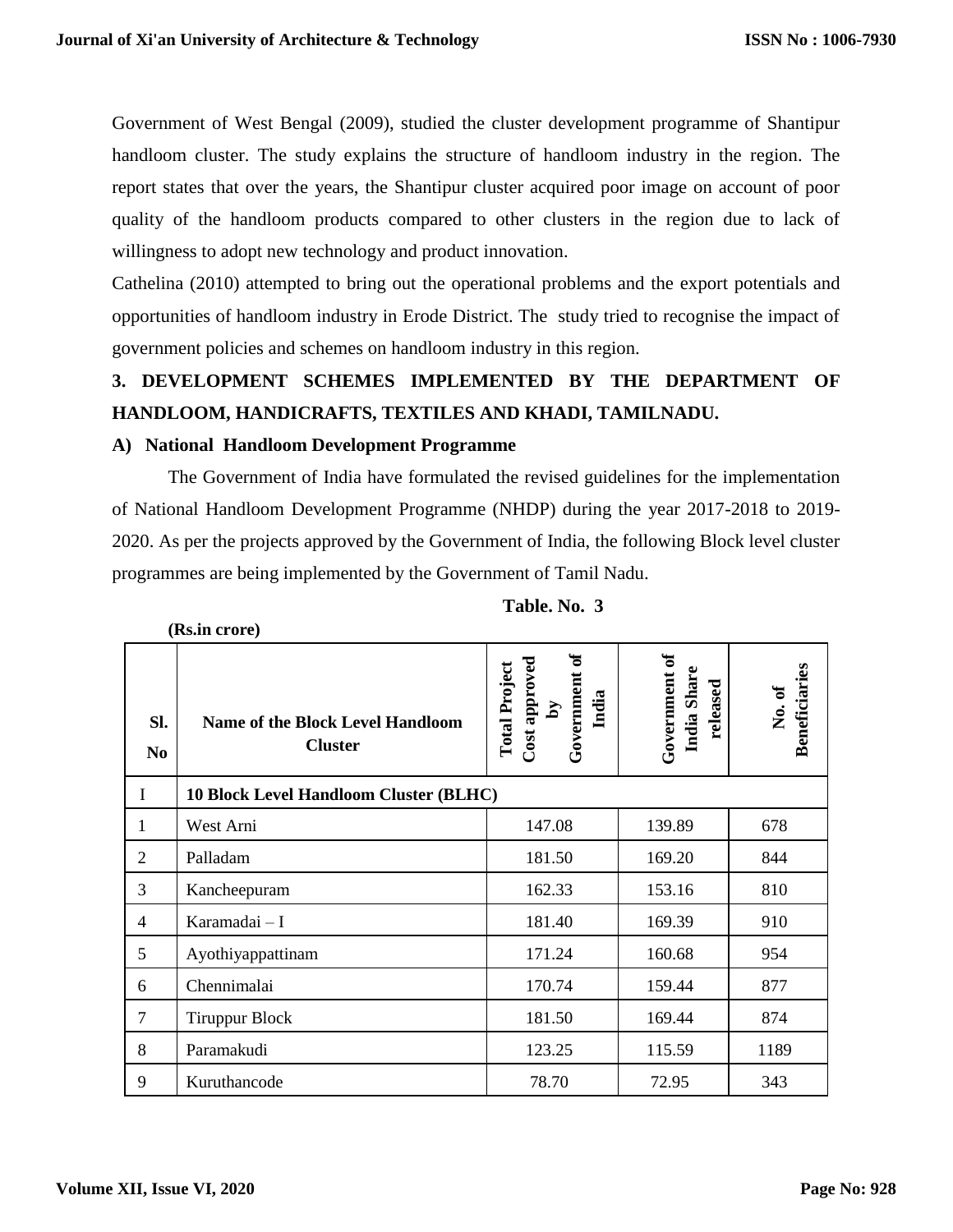Government of West Bengal (2009), studied the cluster development programme of Shantipur handloom cluster. The study explains the structure of handloom industry in the region. The report states that over the years, the Shantipur cluster acquired poor image on account of poor quality of the handloom products compared to other clusters in the region due to lack of willingness to adopt new technology and product innovation.

Cathelina (2010) attempted to bring out the operational problems and the export potentials and opportunities of handloom industry in Erode District. The study tried to recognise the impact of government policies and schemes on handloom industry in this region.

## 3. DEVELOPMENT SCHEMES IMPLEMENTED BY THE DEPARTMENT OF HANDLOOM, HANDICRAFTS, TEXTILES AND KHADI, TAMILNADU.

### A) National Handloom Development Programme

The Government of India have formulated the revised guidelines for the implementation of National Handloom Development Programme (NHDP) during the year 2017-2018 to 2019-2020. As per the projects approved by the Government of India, the following Block level cluster programmes are being implemented by the Government of Tamil Nadu.

**Table. No. 3**

**(Rs.in crore)**

| Sl. No | Name of the Block Level Handloom Cluster | Total Project Cost approved by Government of India | Government of India Share released | No. of Beneficiaries |
|---|---|---|---|---|
| I | **10 Block Level Handloom Cluster (BLHC)** | | | |
| 1 | West Arni | 147.08 | 139.89 | 678 |
| 2 | Palladam | 181.50 | 169.20 | 844 |
| 3 | Kancheepuram | 162.33 | 153.16 | 810 |
| 4 | Karamadai – I | 181.40 | 169.39 | 910 |
| 5 | Ayothiyappattinam | 171.24 | 160.68 | 954 |
| 6 | Chennimalai | 170.74 | 159.44 | 877 |
| 7 | Tiruppur Block | 181.50 | 169.44 | 874 |
| 8 | Paramakudi | 123.25 | 115.59 | 1189 |
| 9 | Kuruthancode | 78.70 | 72.95 | 343 |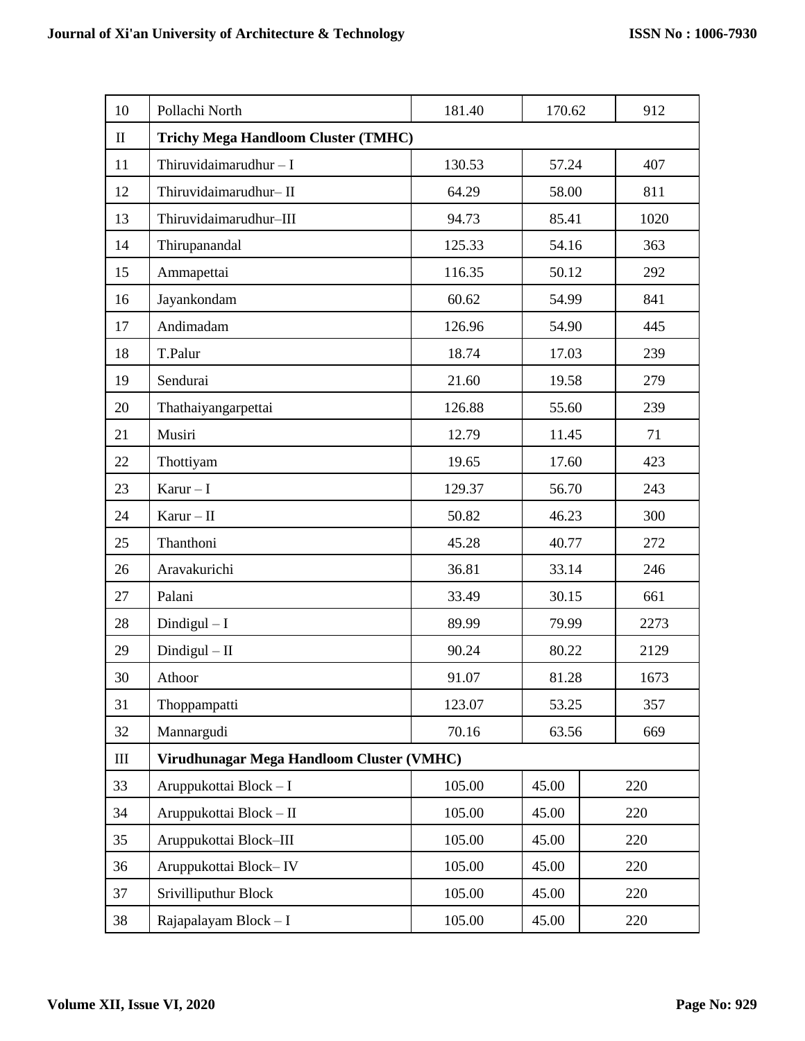| | | | | |
|---|---|---|---|---|
| 10 | Pollachi North | 181.40 | 170.62 | 912 |
| II | **Trichy Mega Handloom Cluster (TMHC)** | | | |
| 11 | Thiruvidaimarudhur – I | 130.53 | 57.24 | 407 |
| 12 | Thiruvidaimarudhur– II | 64.29 | 58.00 | 811 |
| 13 | Thiruvidaimarudhur–III | 94.73 | 85.41 | 1020 |
| 14 | Thirupanandal | 125.33 | 54.16 | 363 |
| 15 | Ammapettai | 116.35 | 50.12 | 292 |
| 16 | Jayankondam | 60.62 | 54.99 | 841 |
| 17 | Andimadam | 126.96 | 54.90 | 445 |
| 18 | T.Palur | 18.74 | 17.03 | 239 |
| 19 | Sendurai | 21.60 | 19.58 | 279 |
| 20 | Thathaiyangarpettai | 126.88 | 55.60 | 239 |
| 21 | Musiri | 12.79 | 11.45 | 71 |
| 22 | Thottiyam | 19.65 | 17.60 | 423 |
| 23 | Karur – I | 129.37 | 56.70 | 243 |
| 24 | Karur – II | 50.82 | 46.23 | 300 |
| 25 | Thanthoni | 45.28 | 40.77 | 272 |
| 26 | Aravakurichi | 36.81 | 33.14 | 246 |
| 27 | Palani | 33.49 | 30.15 | 661 |
| 28 | Dindigul – I | 89.99 | 79.99 | 2273 |
| 29 | Dindigul – II | 90.24 | 80.22 | 2129 |
| 30 | Athoor | 91.07 | 81.28 | 1673 |
| 31 | Thoppampatti | 123.07 | 53.25 | 357 |
| 32 | Mannargudi | 70.16 | 63.56 | 669 |
| III | **Virudhunagar Mega Handloom Cluster (VMHC)** | | | |
| 33 | Aruppukottai Block – I | 105.00 | 45.00 | 220 |
| 34 | Aruppukottai Block – II | 105.00 | 45.00 | 220 |
| 35 | Aruppukottai Block–III | 105.00 | 45.00 | 220 |
| 36 | Aruppukottai Block– IV | 105.00 | 45.00 | 220 |
| 37 | Srivilliputhur Block | 105.00 | 45.00 | 220 |
| 38 | Rajapalayam Block – I | 105.00 | 45.00 | 220 |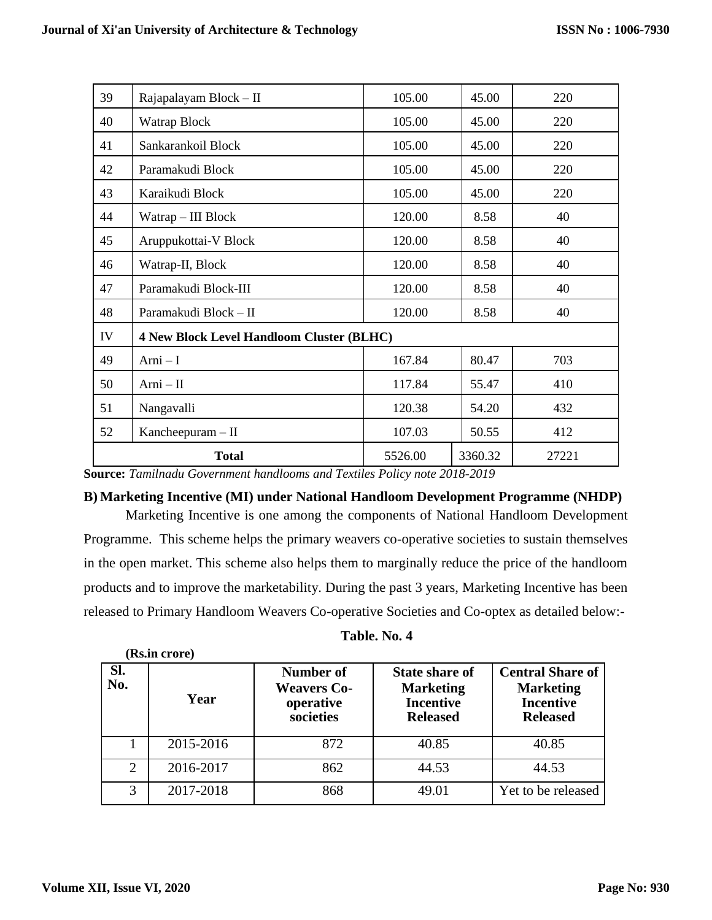| 39 | Rajapalayam Block – II | 105.00 | 45.00 | 220 |
|---|---|---|---|---|
| 40 | Watrap Block | 105.00 | 45.00 | 220 |
| 41 | Sankarankoil Block | 105.00 | 45.00 | 220 |
| 42 | Paramakudi Block | 105.00 | 45.00 | 220 |
| 43 | Karaikudi Block | 105.00 | 45.00 | 220 |
| 44 | Watrap – III Block | 120.00 | 8.58 | 40 |
| 45 | Aruppukottai-V Block | 120.00 | 8.58 | 40 |
| 46 | Watrap-II, Block | 120.00 | 8.58 | 40 |
| 47 | Paramakudi Block-III | 120.00 | 8.58 | 40 |
| 48 | Paramakudi Block – II | 120.00 | 8.58 | 40 |
| IV | **4 New Block Level Handloom Cluster (BLHC)** | | | |
| 49 | Arni – I | 167.84 | 80.47 | 703 |
| 50 | Arni – II | 117.84 | 55.47 | 410 |
| 51 | Nangavalli | 120.38 | 54.20 | 432 |
| 52 | Kancheepuram – II | 107.03 | 50.55 | 412 |
| **Total** | | 5526.00 | 3360.32 | 27221 |

**Source:** *Tamilnadu Government handlooms and Textiles Policy note 2018-2019*

**B) Marketing Incentive (MI) under National Handloom Development Programme (NHDP)**

Marketing Incentive is one among the components of National Handloom Development Programme. This scheme helps the primary weavers co-operative societies to sustain themselves in the open market. This scheme also helps them to marginally reduce the price of the handloom products and to improve the marketability. During the past 3 years, Marketing Incentive has been released to Primary Handloom Weavers Co-operative Societies and Co-optex as detailed below:-

**Table. No. 4**

**(Rs.in crore)**

| Sl. No. | Year | Number of Weavers Co-operative societies | State share of Marketing Incentive Released | Central Share of Marketing Incentive Released |
|---|---|---|---|---|
| 1 | 2015-2016 | 872 | 40.85 | 40.85 |
| 2 | 2016-2017 | 862 | 44.53 | 44.53 |
| 3 | 2017-2018 | 868 | 49.01 | Yet to be released |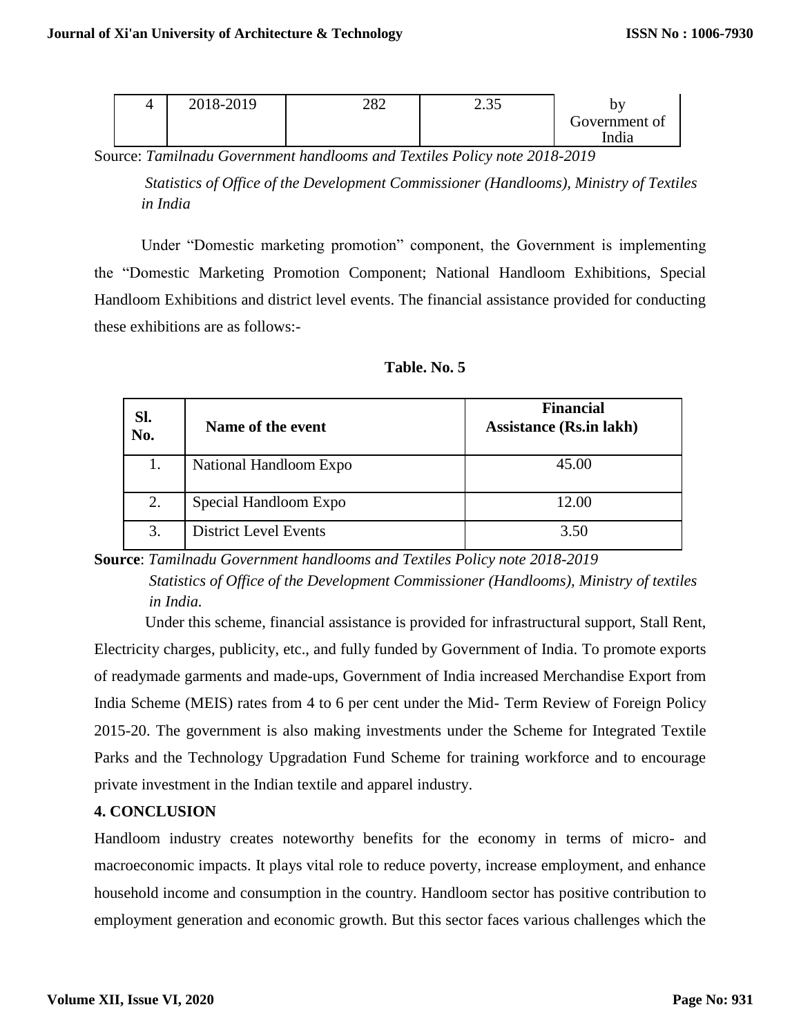| 4 | 2018-2019 | 282 | 2.35 | by Government of India |
|---|---|---|---|---|

Source: *Tamilnadu Government handlooms and Textiles Policy note 2018-2019*

*Statistics of Office of the Development Commissioner (Handlooms), Ministry of Textiles in India*

Under "Domestic marketing promotion" component, the Government is implementing the "Domestic Marketing Promotion Component; National Handloom Exhibitions, Special Handloom Exhibitions and district level events. The financial assistance provided for conducting these exhibitions are as follows:-

**Table. No. 5**

| Sl. No. | Name of the event | Financial Assistance (Rs.in lakh) |
|---|---|---|
| 1. | National Handloom Expo | 45.00 |
| 2. | Special Handloom Expo | 12.00 |
| 3. | District Level Events | 3.50 |

**Source**: *Tamilnadu Government handlooms and Textiles Policy note 2018-2019*

*Statistics of Office of the Development Commissioner (Handlooms), Ministry of textiles in India.*

Under this scheme, financial assistance is provided for infrastructural support, Stall Rent, Electricity charges, publicity, etc., and fully funded by Government of India. To promote exports of readymade garments and made-ups, Government of India increased Merchandise Export from India Scheme (MEIS) rates from 4 to 6 per cent under the Mid- Term Review of Foreign Policy 2015-20. The government is also making investments under the Scheme for Integrated Textile Parks and the Technology Upgradation Fund Scheme for training workforce and to encourage private investment in the Indian textile and apparel industry.

## 4. CONCLUSION

Handloom industry creates noteworthy benefits for the economy in terms of micro- and macroeconomic impacts. It plays vital role to reduce poverty, increase employment, and enhance household income and consumption in the country. Handloom sector has positive contribution to employment generation and economic growth. But this sector faces various challenges which the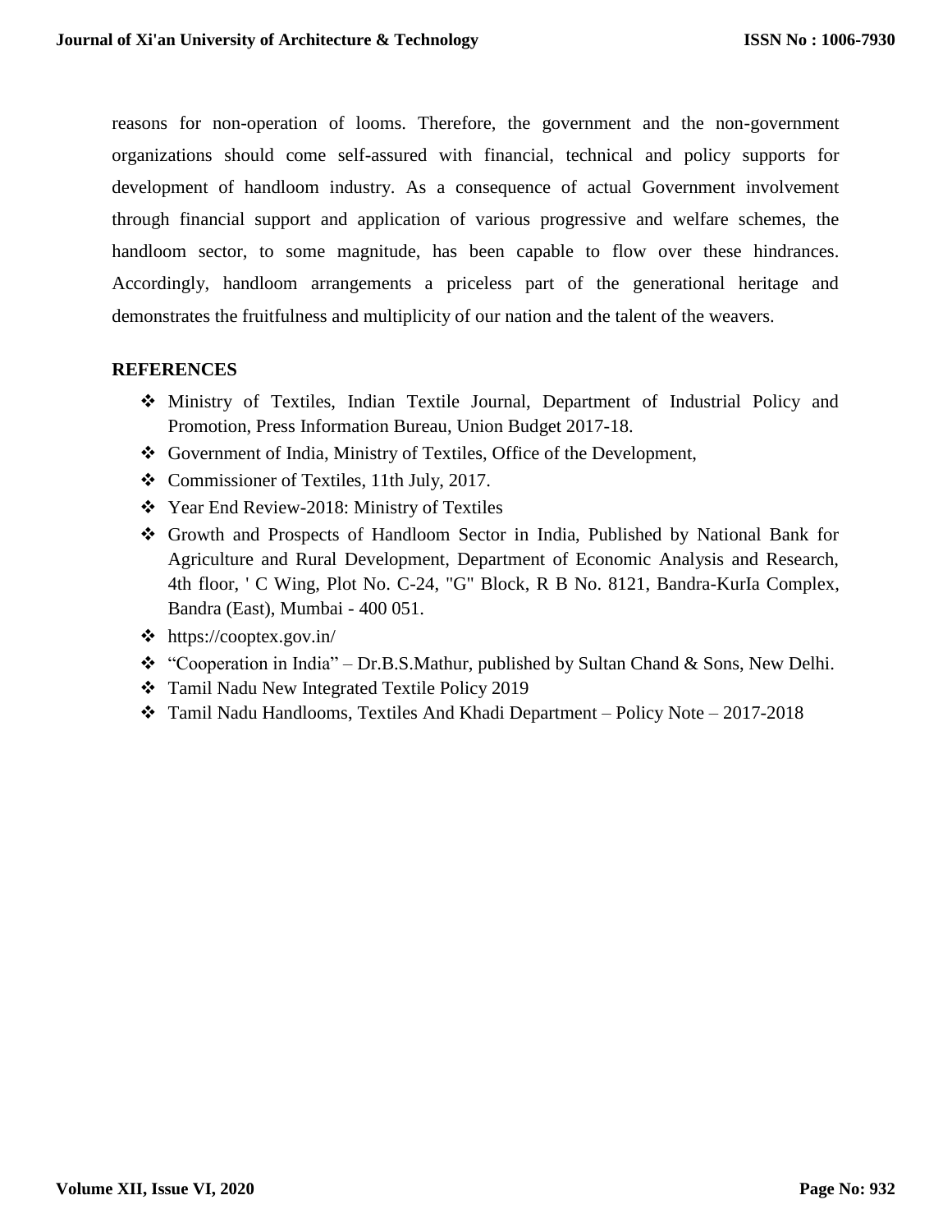reasons for non-operation of looms. Therefore, the government and the non-government organizations should come self-assured with financial, technical and policy supports for development of handloom industry. As a consequence of actual Government involvement through financial support and application of various progressive and welfare schemes, the handloom sector, to some magnitude, has been capable to flow over these hindrances. Accordingly, handloom arrangements a priceless part of the generational heritage and demonstrates the fruitfulness and multiplicity of our nation and the talent of the weavers.

## REFERENCES

- Ministry of Textiles, Indian Textile Journal, Department of Industrial Policy and Promotion, Press Information Bureau, Union Budget 2017-18.
- Government of India, Ministry of Textiles, Office of the Development,
- Commissioner of Textiles, 11th July, 2017.
- Year End Review-2018: Ministry of Textiles
- Growth and Prospects of Handloom Sector in India, Published by National Bank for Agriculture and Rural Development, Department of Economic Analysis and Research, 4th floor, ' C Wing, Plot No. C-24, "G" Block, R B No. 8121, Bandra-KurIa Complex, Bandra (East), Mumbai - 400 051.
- https://cooptex.gov.in/
- "Cooperation in India" – Dr.B.S.Mathur, published by Sultan Chand & Sons, New Delhi.
- Tamil Nadu New Integrated Textile Policy 2019
- Tamil Nadu Handlooms, Textiles And Khadi Department – Policy Note – 2017-2018